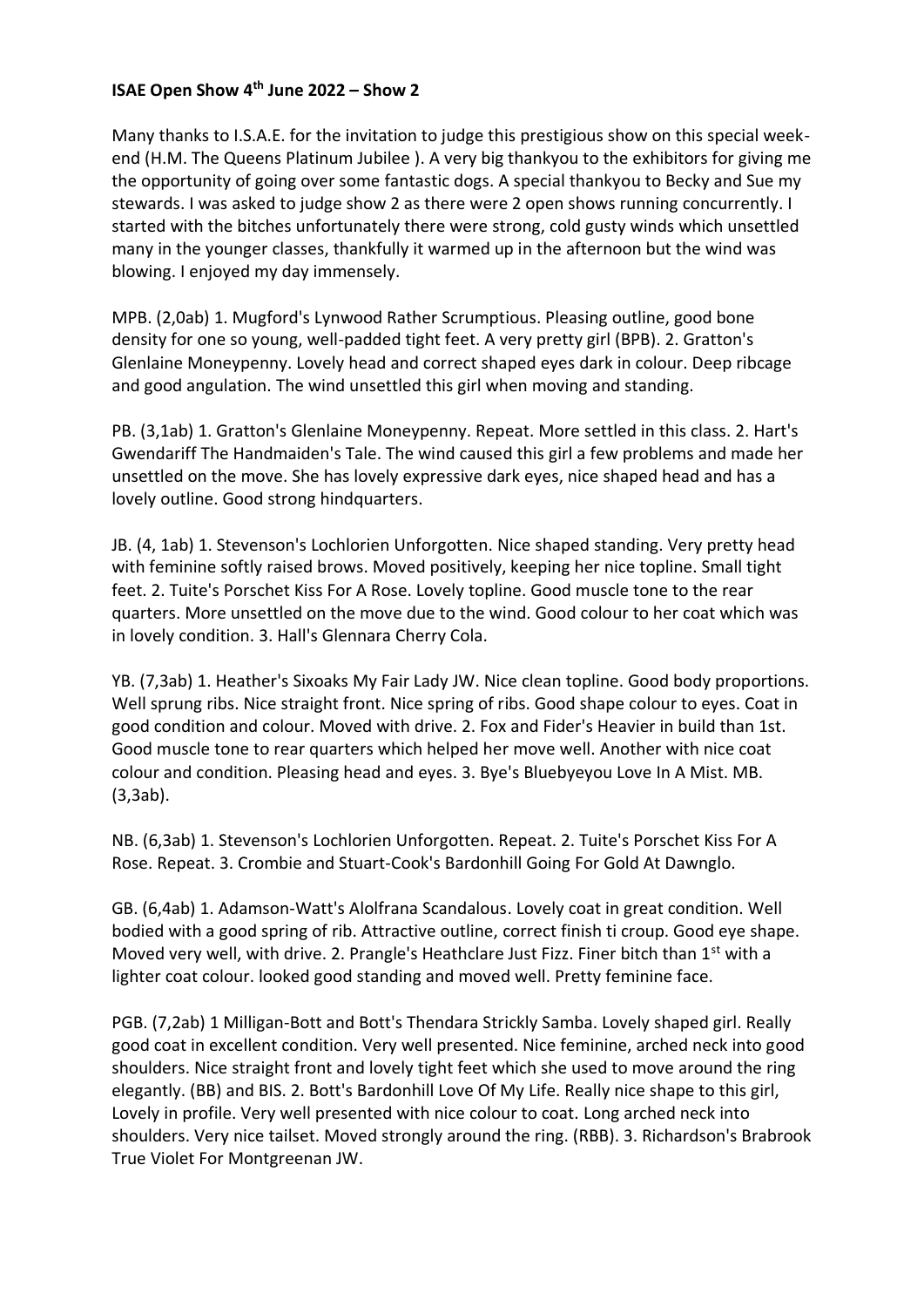**ISAE Open Show 4th June 2022 – Show 2**

Many thanks to I.S.A.E. for the invitation to judge this prestigious show on this special week-end (H.M. The Queens Platinum Jubilee ). A very big thankyou to the exhibitors for giving me the opportunity of going over some fantastic dogs. A special thankyou to Becky and Sue my stewards. I was asked to judge show 2 as there were 2 open shows running concurrently. I started with the bitches unfortunately there were strong, cold gusty winds which unsettled many in the younger classes, thankfully it warmed up in the afternoon but the wind was blowing. I enjoyed my day immensely.

MPB. (2,0ab) 1. Mugford's Lynwood Rather Scrumptious. Pleasing outline, good bone density for one so young, well-padded tight feet. A very pretty girl (BPB). 2. Gratton's Glenlaine Moneypenny. Lovely head and correct shaped eyes dark in colour. Deep ribcage and good angulation. The wind unsettled this girl when moving and standing.

PB. (3,1ab) 1. Gratton's Glenlaine Moneypenny. Repeat. More settled in this class. 2. Hart's Gwendariff The Handmaiden's Tale. The wind caused this girl a few problems and made her unsettled on the move. She has lovely expressive dark eyes, nice shaped head and has a lovely outline. Good strong hindquarters.

JB. (4, 1ab) 1. Stevenson's Lochlorien Unforgotten. Nice shaped standing. Very pretty head with feminine softly raised brows. Moved positively, keeping her nice topline. Small tight feet. 2. Tuite's Porschet Kiss For A Rose. Lovely topline. Good muscle tone to the rear quarters. More unsettled on the move due to the wind. Good colour to her coat which was in lovely condition. 3. Hall's Glennara Cherry Cola.

YB. (7,3ab) 1. Heather's Sixoaks My Fair Lady JW. Nice clean topline. Good body proportions. Well sprung ribs. Nice straight front. Nice spring of ribs. Good shape colour to eyes. Coat in good condition and colour. Moved with drive. 2. Fox and Fider's Heavier in build than 1st. Good muscle tone to rear quarters which helped her move well. Another with nice coat colour and condition. Pleasing head and eyes. 3. Bye's Bluebyeyou Love In A Mist. MB. (3,3ab).

NB. (6,3ab) 1. Stevenson's Lochlorien Unforgotten. Repeat. 2. Tuite's Porschet Kiss For A Rose. Repeat. 3. Crombie and Stuart-Cook's Bardonhill Going For Gold At Dawnglo.

GB. (6,4ab) 1. Adamson-Watt's Alolfrana Scandalous. Lovely coat in great condition. Well bodied with a good spring of rib. Attractive outline, correct finish ti croup. Good eye shape. Moved very well, with drive. 2. Prangle's Heathclare Just Fizz. Finer bitch than 1st with a lighter coat colour. looked good standing and moved well. Pretty feminine face.

PGB. (7,2ab) 1 Milligan-Bott and Bott's Thendara Strickly Samba. Lovely shaped girl. Really good coat in excellent condition. Very well presented. Nice feminine, arched neck into good shoulders. Nice straight front and lovely tight feet which she used to move around the ring elegantly. (BB) and BIS. 2. Bott's Bardonhill Love Of My Life. Really nice shape to this girl, Lovely in profile. Very well presented with nice colour to coat. Long arched neck into shoulders. Very nice tailset. Moved strongly around the ring. (RBB). 3. Richardson's Brabrook True Violet For Montgreenan JW.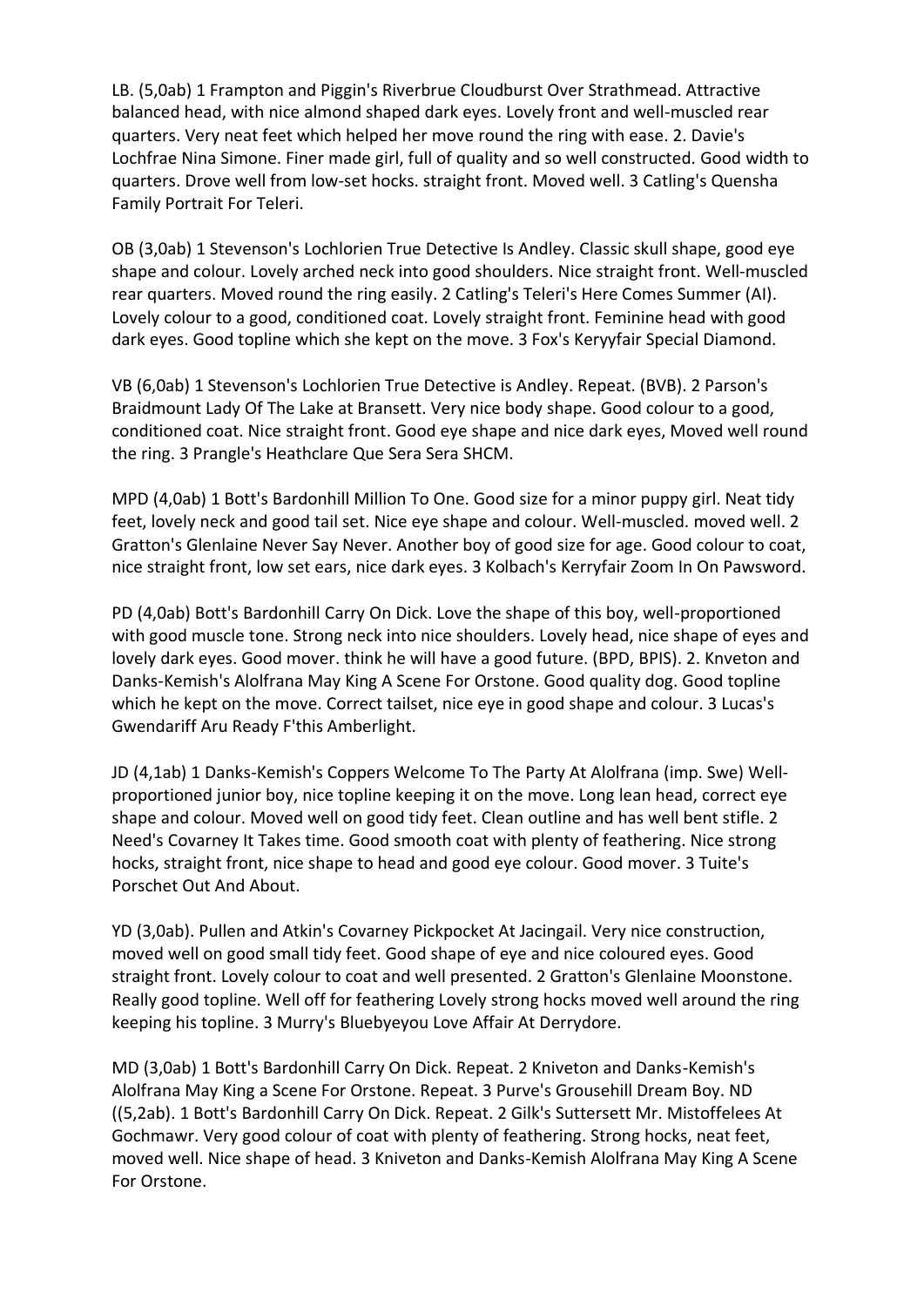LB. (5,0ab) 1 Frampton and Piggin's Riverbrue Cloudburst Over Strathmead. Attractive balanced head, with nice almond shaped dark eyes. Lovely front and well-muscled rear quarters. Very neat feet which helped her move round the ring with ease. 2. Davie's Lochfrae Nina Simone. Finer made girl, full of quality and so well constructed. Good width to quarters. Drove well from low-set hocks. straight front. Moved well. 3 Catling's Quensha Family Portrait For Teleri.

OB (3,0ab) 1 Stevenson's Lochlorien True Detective Is Andley. Classic skull shape, good eye shape and colour. Lovely arched neck into good shoulders. Nice straight front. Well-muscled rear quarters. Moved round the ring easily. 2 Catling's Teleri's Here Comes Summer (AI). Lovely colour to a good, conditioned coat. Lovely straight front. Feminine head with good dark eyes. Good topline which she kept on the move. 3 Fox's Keryyfair Special Diamond.

VB (6,0ab) 1 Stevenson's Lochlorien True Detective is Andley. Repeat. (BVB). 2 Parson's Braidmount Lady Of The Lake at Bransett. Very nice body shape. Good colour to a good, conditioned coat. Nice straight front. Good eye shape and nice dark eyes, Moved well round the ring. 3 Prangle's Heathclare Que Sera Sera SHCM.

MPD (4,0ab) 1 Bott's Bardonhill Million To One. Good size for a minor puppy girl. Neat tidy feet, lovely neck and good tail set. Nice eye shape and colour. Well-muscled. moved well. 2 Gratton's Glenlaine Never Say Never. Another boy of good size for age. Good colour to coat, nice straight front, low set ears, nice dark eyes. 3 Kolbach's Kerryfair Zoom In On Pawsword.

PD (4,0ab) Bott's Bardonhill Carry On Dick. Love the shape of this boy, well-proportioned with good muscle tone. Strong neck into nice shoulders. Lovely head, nice shape of eyes and lovely dark eyes. Good mover. think he will have a good future. (BPD, BPIS). 2. Knveton and Danks-Kemish's Alolfrana May King A Scene For Orstone. Good quality dog. Good topline which he kept on the move. Correct tailset, nice eye in good shape and colour. 3 Lucas's Gwendariff Aru Ready F'this Amberlight.

JD (4,1ab) 1 Danks-Kemish's Coppers Welcome To The Party At Alolfrana (imp. Swe) Well-proportioned junior boy, nice topline keeping it on the move. Long lean head, correct eye shape and colour. Moved well on good tidy feet. Clean outline and has well bent stifle. 2 Need's Covarney It Takes time. Good smooth coat with plenty of feathering. Nice strong hocks, straight front, nice shape to head and good eye colour. Good mover. 3 Tuite's Porschet Out And About.

YD (3,0ab). Pullen and Atkin's Covarney Pickpocket At Jacingail. Very nice construction, moved well on good small tidy feet. Good shape of eye and nice coloured eyes. Good straight front. Lovely colour to coat and well presented. 2 Gratton's Glenlaine Moonstone. Really good topline. Well off for feathering Lovely strong hocks moved well around the ring keeping his topline. 3 Murry's Bluebyeyou Love Affair At Derrydore.

MD (3,0ab) 1 Bott's Bardonhill Carry On Dick. Repeat. 2 Kniveton and Danks-Kemish's Alolfrana May King a Scene For Orstone. Repeat. 3 Purve's Grousehill Dream Boy. ND ((5,2ab). 1 Bott's Bardonhill Carry On Dick. Repeat. 2 Gilk's Suttersett Mr. Mistoffelees At Gochmawr. Very good colour of coat with plenty of feathering. Strong hocks, neat feet, moved well. Nice shape of head. 3 Kniveton and Danks-Kemish Alolfrana May King A Scene For Orstone.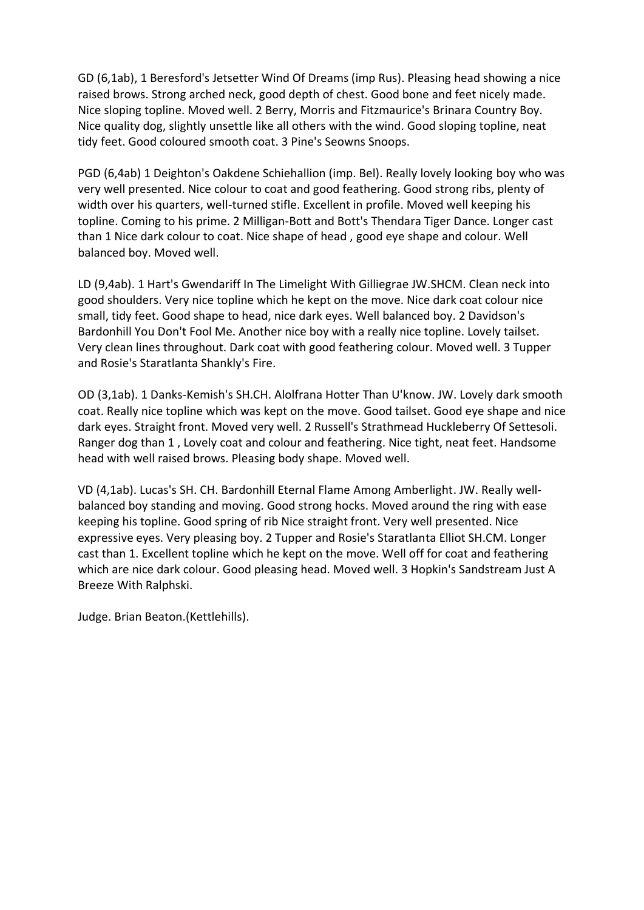GD (6,1ab), 1 Beresford's Jetsetter Wind Of Dreams (imp Rus). Pleasing head showing a nice raised brows. Strong arched neck, good depth of chest. Good bone and feet nicely made. Nice sloping topline. Moved well. 2 Berry, Morris and Fitzmaurice's Brinara Country Boy. Nice quality dog, slightly unsettle like all others with the wind. Good sloping topline, neat tidy feet. Good coloured smooth coat. 3 Pine's Seowns Snoops.

PGD (6,4ab) 1 Deighton's Oakdene Schiehallion (imp. Bel). Really lovely looking boy who was very well presented. Nice colour to coat and good feathering. Good strong ribs, plenty of width over his quarters, well-turned stifle. Excellent in profile. Moved well keeping his topline. Coming to his prime. 2 Milligan-Bott and Bott's Thendara Tiger Dance. Longer cast than 1 Nice dark colour to coat. Nice shape of head , good eye shape and colour. Well balanced boy. Moved well.

LD (9,4ab). 1 Hart's Gwendariff In The Limelight With Gilliegrae JW.SHCM. Clean neck into good shoulders. Very nice topline which he kept on the move. Nice dark coat colour nice small, tidy feet. Good shape to head, nice dark eyes. Well balanced boy. 2 Davidson's Bardonhill You Don't Fool Me. Another nice boy with a really nice topline. Lovely tailset. Very clean lines throughout. Dark coat with good feathering colour. Moved well. 3 Tupper and Rosie's Staratlanta Shankly's Fire.

OD (3,1ab). 1 Danks-Kemish's SH.CH. Alolfrana Hotter Than U'know. JW. Lovely dark smooth coat. Really nice topline which was kept on the move. Good tailset. Good eye shape and nice dark eyes. Straight front. Moved very well. 2 Russell's Strathmead Huckleberry Of Settesoli. Ranger dog than 1 , Lovely coat and colour and feathering. Nice tight, neat feet. Handsome head with well raised brows. Pleasing body shape. Moved well.

VD (4,1ab). Lucas's SH. CH. Bardonhill Eternal Flame Among Amberlight. JW. Really well-balanced boy standing and moving. Good strong hocks. Moved around the ring with ease keeping his topline. Good spring of rib Nice straight front. Very well presented. Nice expressive eyes. Very pleasing boy. 2 Tupper and Rosie's Staratlanta Elliot SH.CM. Longer cast than 1. Excellent topline which he kept on the move. Well off for coat and feathering which are nice dark colour. Good pleasing head. Moved well. 3 Hopkin's Sandstream Just A Breeze With Ralphski.

Judge. Brian Beaton.(Kettlehills).